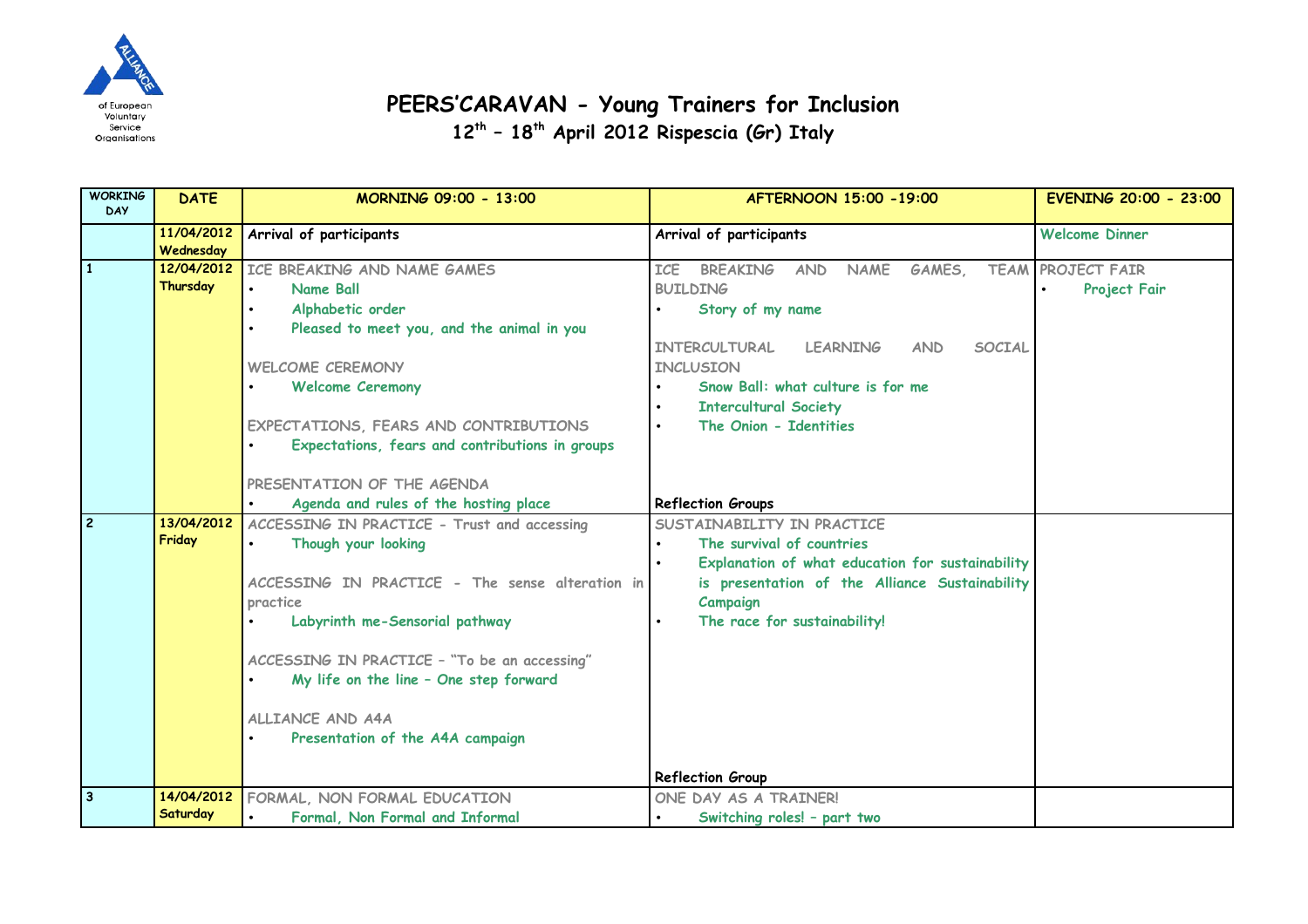Alliance of European Voluntary Service Organisations

# PEERS'CARAVAN - Young Trainers for Inclusion

## 12th – 18th April 2012 Rispescia (Gr) Italy

| WORKING DAY | DATE | MORNING 09:00 - 13:00 | AFTERNOON 15:00 -19:00 | EVENING 20:00 - 23:00 |
|---|---|---|---|---|
| | 11/04/2012 Wednesday | Arrival of participants | Arrival of participants | Welcome Dinner |
| 1 | 12/04/2012 Thursday | ICE BREAKING AND NAME GAMES<br>• Name Ball<br>• Alphabetic order<br>• Pleased to meet you, and the animal in you<br><br>WELCOME CEREMONY<br>• Welcome Ceremony<br><br>EXPECTATIONS, FEARS AND CONTRIBUTIONS<br>• Expectations, fears and contributions in groups<br><br>PRESENTATION OF THE AGENDA<br>• Agenda and rules of the hosting place | ICE BREAKING AND NAME GAMES, TEAM BUILDING<br>• Story of my name<br><br>INTERCULTURAL LEARNING AND SOCIAL INCLUSION<br>• Snow Ball: what culture is for me<br>• Intercultural Society<br>• The Onion - Identities<br><br>Reflection Groups | PROJECT FAIR<br>• Project Fair |
| 2 | 13/04/2012 Friday | ACCESSING IN PRACTICE - Trust and accessing<br>• Though your looking<br><br>ACCESSING IN PRACTICE - The sense alteration in practice<br>• Labyrinth me-Sensorial pathway<br><br>ACCESSING IN PRACTICE – "To be an accessing"<br>• My life on the line – One step forward<br><br>ALLIANCE AND A4A<br>• Presentation of the A4A campaign | SUSTAINABILITY IN PRACTICE<br>• The survival of countries<br>• Explanation of what education for sustainability is presentation of the Alliance Sustainability Campaign<br>• The race for sustainability!<br><br>Reflection Group | |
| 3 | 14/04/2012 Saturday | FORMAL, NON FORMAL EDUCATION<br>• Formal, Non Formal and Informal | ONE DAY AS A TRAINER!<br>• Switching roles! – part two | |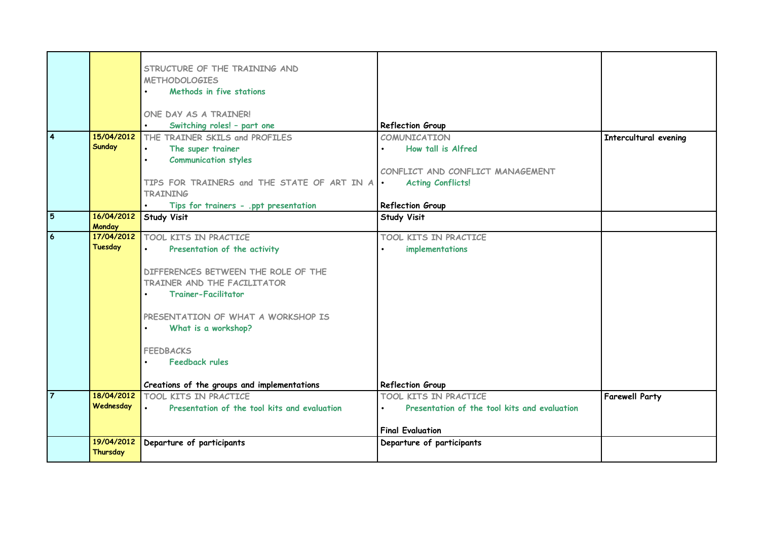| | | | | |
|---|---|---|---|---|
| | | STRUCTURE OF THE TRAINING AND METHODOLOGIES<br>• Methods in five stations<br><br>ONE DAY AS A TRAINER!<br>• Switching roles! – part one | Reflection Group | |
| 4 | 15/04/2012 Sunday | THE TRAINER SKILS and PROFILES<br>• The super trainer<br>• Communication styles<br><br>TIPS FOR TRAINERS and THE STATE OF ART IN A TRAINING<br>• Tips for trainers - .ppt presentation | COMUNICATION<br>• How tall is Alfred<br><br>CONFLICT AND CONFLICT MANAGEMENT<br>• Acting Conflicts!<br><br>Reflection Group | Intercultural evening |
| 5 | 16/04/2012 Monday | Study Visit | Study Visit | |
| 6 | 17/04/2012 Tuesday | TOOL KITS IN PRACTICE<br>• Presentation of the activity<br><br>DIFFERENCES BETWEEN THE ROLE OF THE TRAINER AND THE FACILITATOR<br>• Trainer-Facilitator<br><br>PRESENTATION OF WHAT A WORKSHOP IS<br>• What is a workshop?<br><br>FEEDBACKS<br>• Feedback rules<br><br>Creations of the groups and implementations | TOOL KITS IN PRACTICE<br>• implementations<br><br>Reflection Group | |
| 7 | 18/04/2012 Wednesday | TOOL KITS IN PRACTICE<br>• Presentation of the tool kits and evaluation | TOOL KITS IN PRACTICE<br>• Presentation of the tool kits and evaluation<br><br>Final Evaluation | Farewell Party |
| | 19/04/2012 Thursday | Departure of participants | Departure of participants | |